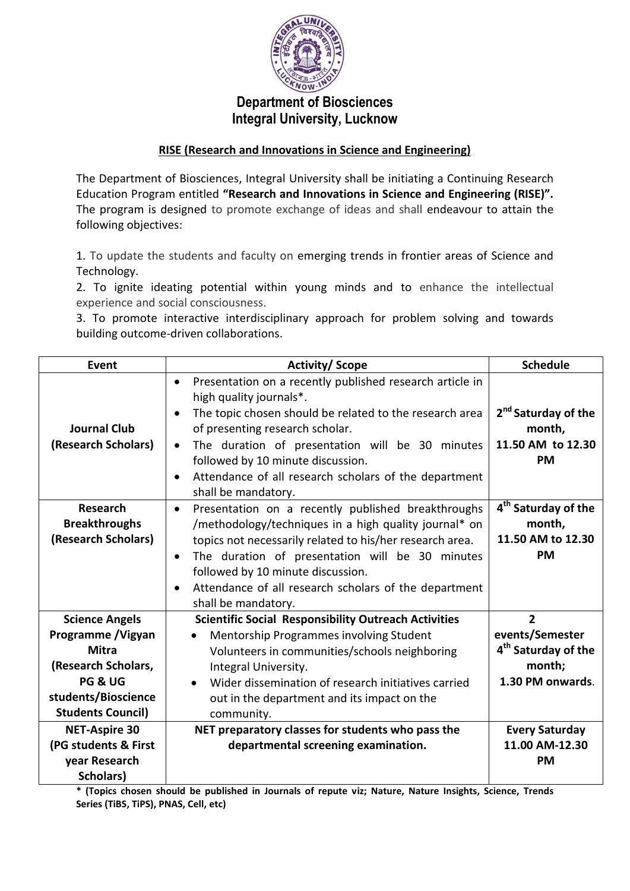# Department of Biosciences
# Integral University, Lucknow

## RISE (Research and Innovations in Science and Engineering)

The Department of Biosciences, Integral University shall be initiating a Continuing Research Education Program entitled **"Research and Innovations in Science and Engineering (RISE)".** The program is designed to promote exchange of ideas and shall endeavour to attain the following objectives:

1. To update the students and faculty on emerging trends in frontier areas of Science and Technology.
2. To ignite ideating potential within young minds and to enhance the intellectual experience and social consciousness.
3. To promote interactive interdisciplinary approach for problem solving and towards building outcome-driven collaborations.

| Event | Activity/ Scope | Schedule |
|---|---|---|
| **Journal Club (Research Scholars)** | • Presentation on a recently published research article in high quality journals*.<br>• The topic chosen should be related to the research area of presenting research scholar.<br>• The duration of presentation will be 30 minutes followed by 10 minute discussion.<br>• Attendance of all research scholars of the department shall be mandatory. | **2nd Saturday of the month, 11.50 AM to 12.30 PM** |
| **Research Breakthroughs (Research Scholars)** | • Presentation on a recently published breakthroughs /methodology/techniques in a high quality journal* on topics not necessarily related to his/her research area.<br>• The duration of presentation will be 30 minutes followed by 10 minute discussion.<br>• Attendance of all research scholars of the department shall be mandatory. | **4th Saturday of the month, 11.50 AM to 12.30 PM** |
| **Science Angels Programme /Vigyan Mitra (Research Scholars, PG & UG students/Bioscience Students Council)** | **Scientific Social Responsibility Outreach Activities**<br>• Mentorship Programmes involving Student Volunteers in communities/schools neighboring Integral University.<br>• Wider dissemination of research initiatives carried out in the department and its impact on the community. | **2 events/Semester 4th Saturday of the month; 1.30 PM onwards**. |
| **NET-Aspire 30 (PG students & First year Research Scholars)** | **NET preparatory classes for students who pass the departmental screening examination.** | **Every Saturday 11.00 AM-12.30 PM** |

**\* (Topics chosen should be published in Journals of repute viz; Nature, Nature Insights, Science, Trends Series (TiBS, TiPS), PNAS, Cell, etc)**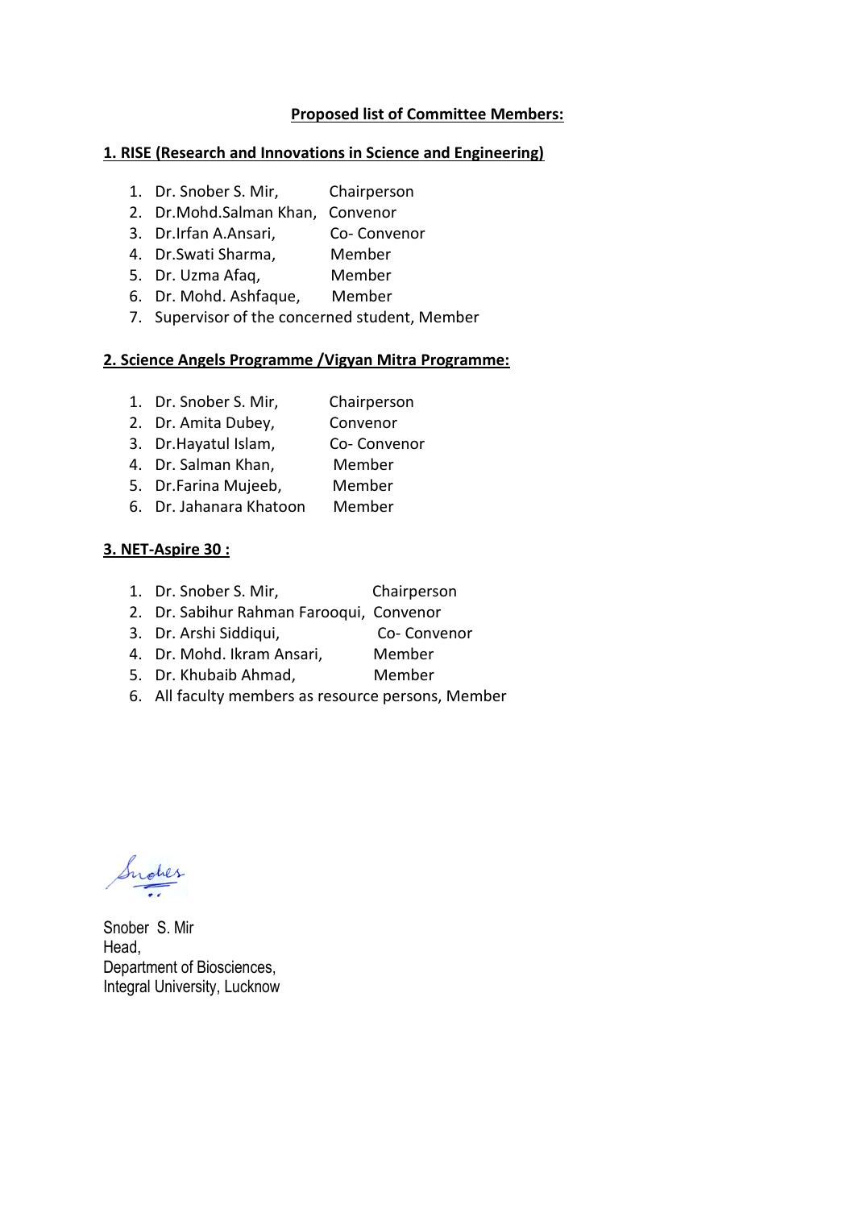**Proposed list of Committee Members:**

**1. RISE (Research and Innovations in Science and Engineering)**

1. Dr. Snober S. Mir, Chairperson
2. Dr.Mohd.Salman Khan, Convenor
3. Dr.Irfan A.Ansari, Co- Convenor
4. Dr.Swati Sharma, Member
5. Dr. Uzma Afaq, Member
6. Dr. Mohd. Ashfaque, Member
7. Supervisor of the concerned student, Member

**2. Science Angels Programme /Vigyan Mitra Programme:**

1. Dr. Snober S. Mir, Chairperson
2. Dr. Amita Dubey, Convenor
3. Dr.Hayatul Islam, Co- Convenor
4. Dr. Salman Khan, Member
5. Dr.Farina Mujeeb, Member
6. Dr. Jahanara Khatoon Member

**3. NET-Aspire 30 :**

1. Dr. Snober S. Mir, Chairperson
2. Dr. Sabihur Rahman Farooqui, Convenor
3. Dr. Arshi Siddiqui, Co- Convenor
4. Dr. Mohd. Ikram Ansari, Member
5. Dr. Khubaib Ahmad, Member
6. All faculty members as resource persons, Member

Snober S. Mir
Head,
Department of Biosciences,
Integral University, Lucknow